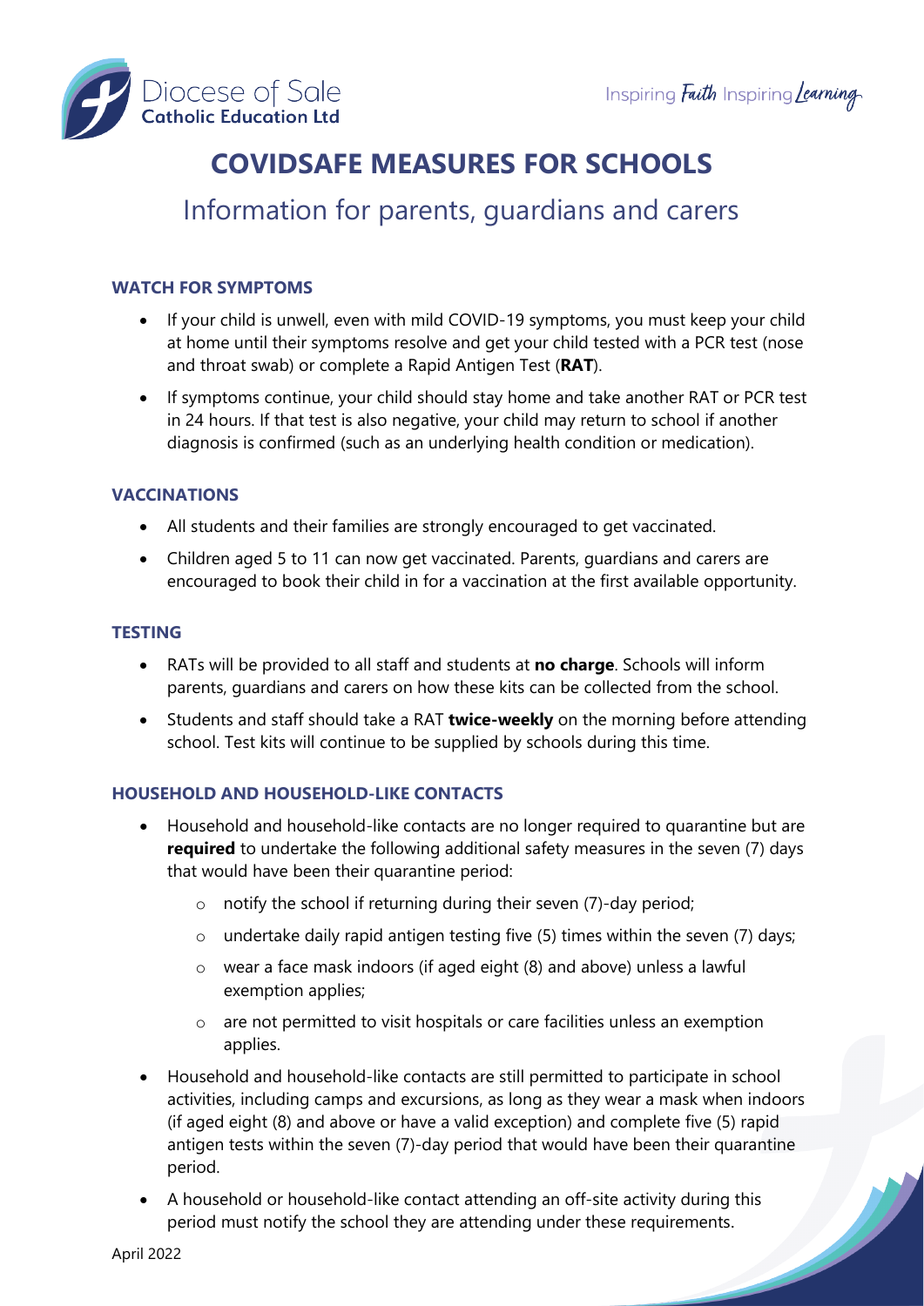# COVIDSAFE MEASURES FOR SCHOOLS

## Information for parents, guardians and carers

### WATCH FOR SYMPTOMS

- If your child is unwell, even with mild COVID-19 symptoms, you must keep your child at home until their symptoms resolve and get your child tested with a PCR test (nose and throat swab) or complete a Rapid Antigen Test (**RAT**).
- If symptoms continue, your child should stay home and take another RAT or PCR test in 24 hours. If that test is also negative, your child may return to school if another diagnosis is confirmed (such as an underlying health condition or medication).

### VACCINATIONS

- All students and their families are strongly encouraged to get vaccinated.
- Children aged 5 to 11 can now get vaccinated. Parents, guardians and carers are encouraged to book their child in for a vaccination at the first available opportunity.

### TESTING

- RATs will be provided to all staff and students at **no charge**. Schools will inform parents, guardians and carers on how these kits can be collected from the school.
- Students and staff should take a RAT **twice-weekly** on the morning before attending school. Test kits will continue to be supplied by schools during this time.

### HOUSEHOLD AND HOUSEHOLD-LIKE CONTACTS

- Household and household-like contacts are no longer required to quarantine but are **required** to undertake the following additional safety measures in the seven (7) days that would have been their quarantine period:
  - notify the school if returning during their seven (7)-day period;
  - undertake daily rapid antigen testing five (5) times within the seven (7) days;
  - wear a face mask indoors (if aged eight (8) and above) unless a lawful exemption applies;
  - are not permitted to visit hospitals or care facilities unless an exemption applies.
- Household and household-like contacts are still permitted to participate in school activities, including camps and excursions, as long as they wear a mask when indoors (if aged eight (8) and above or have a valid exception) and complete five (5) rapid antigen tests within the seven (7)-day period that would have been their quarantine period.
- A household or household-like contact attending an off-site activity during this period must notify the school they are attending under these requirements.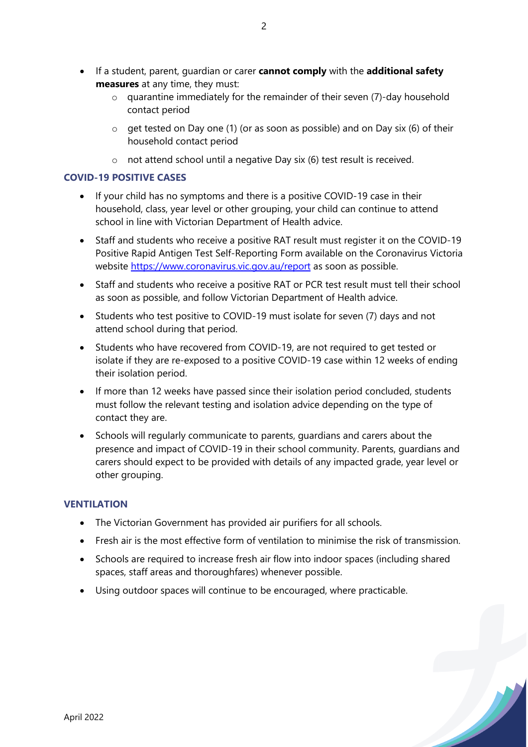- If a student, parent, guardian or carer **cannot comply** with the **additional safety measures** at any time, they must:
    - quarantine immediately for the remainder of their seven (7)-day household contact period
    - get tested on Day one (1) (or as soon as possible) and on Day six (6) of their household contact period
    - not attend school until a negative Day six (6) test result is received.

### COVID-19 POSITIVE CASES

- If your child has no symptoms and there is a positive COVID-19 case in their household, class, year level or other grouping, your child can continue to attend school in line with Victorian Department of Health advice.
- Staff and students who receive a positive RAT result must register it on the COVID-19 Positive Rapid Antigen Test Self-Reporting Form available on the Coronavirus Victoria website https://www.coronavirus.vic.gov.au/report as soon as possible.
- Staff and students who receive a positive RAT or PCR test result must tell their school as soon as possible, and follow Victorian Department of Health advice.
- Students who test positive to COVID-19 must isolate for seven (7) days and not attend school during that period.
- Students who have recovered from COVID-19, are not required to get tested or isolate if they are re-exposed to a positive COVID-19 case within 12 weeks of ending their isolation period.
- If more than 12 weeks have passed since their isolation period concluded, students must follow the relevant testing and isolation advice depending on the type of contact they are.
- Schools will regularly communicate to parents, guardians and carers about the presence and impact of COVID-19 in their school community. Parents, guardians and carers should expect to be provided with details of any impacted grade, year level or other grouping.

### VENTILATION

- The Victorian Government has provided air purifiers for all schools.
- Fresh air is the most effective form of ventilation to minimise the risk of transmission.
- Schools are required to increase fresh air flow into indoor spaces (including shared spaces, staff areas and thoroughfares) whenever possible.
- Using outdoor spaces will continue to be encouraged, where practicable.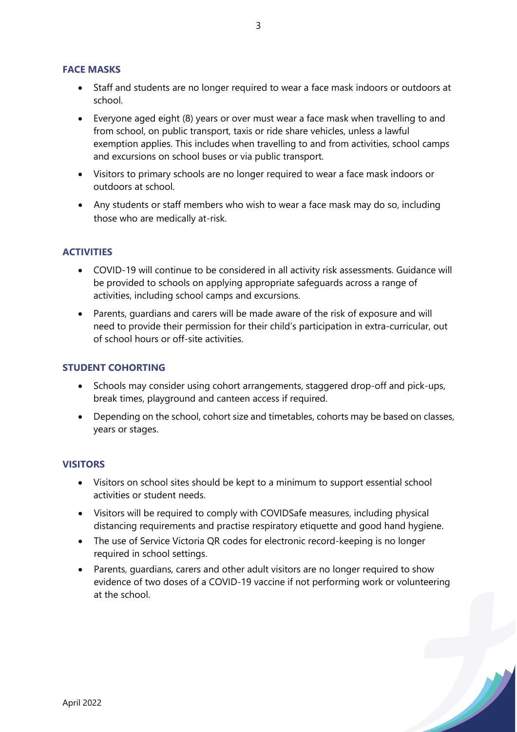## FACE MASKS

- Staff and students are no longer required to wear a face mask indoors or outdoors at school.
- Everyone aged eight (8) years or over must wear a face mask when travelling to and from school, on public transport, taxis or ride share vehicles, unless a lawful exemption applies. This includes when travelling to and from activities, school camps and excursions on school buses or via public transport.
- Visitors to primary schools are no longer required to wear a face mask indoors or outdoors at school.
- Any students or staff members who wish to wear a face mask may do so, including those who are medically at-risk.

## ACTIVITIES

- COVID-19 will continue to be considered in all activity risk assessments. Guidance will be provided to schools on applying appropriate safeguards across a range of activities, including school camps and excursions.
- Parents, guardians and carers will be made aware of the risk of exposure and will need to provide their permission for their child's participation in extra-curricular, out of school hours or off-site activities.

## STUDENT COHORTING

- Schools may consider using cohort arrangements, staggered drop-off and pick-ups, break times, playground and canteen access if required.
- Depending on the school, cohort size and timetables, cohorts may be based on classes, years or stages.

## VISITORS

- Visitors on school sites should be kept to a minimum to support essential school activities or student needs.
- Visitors will be required to comply with COVIDSafe measures, including physical distancing requirements and practise respiratory etiquette and good hand hygiene.
- The use of Service Victoria QR codes for electronic record-keeping is no longer required in school settings.
- Parents, guardians, carers and other adult visitors are no longer required to show evidence of two doses of a COVID-19 vaccine if not performing work or volunteering at the school.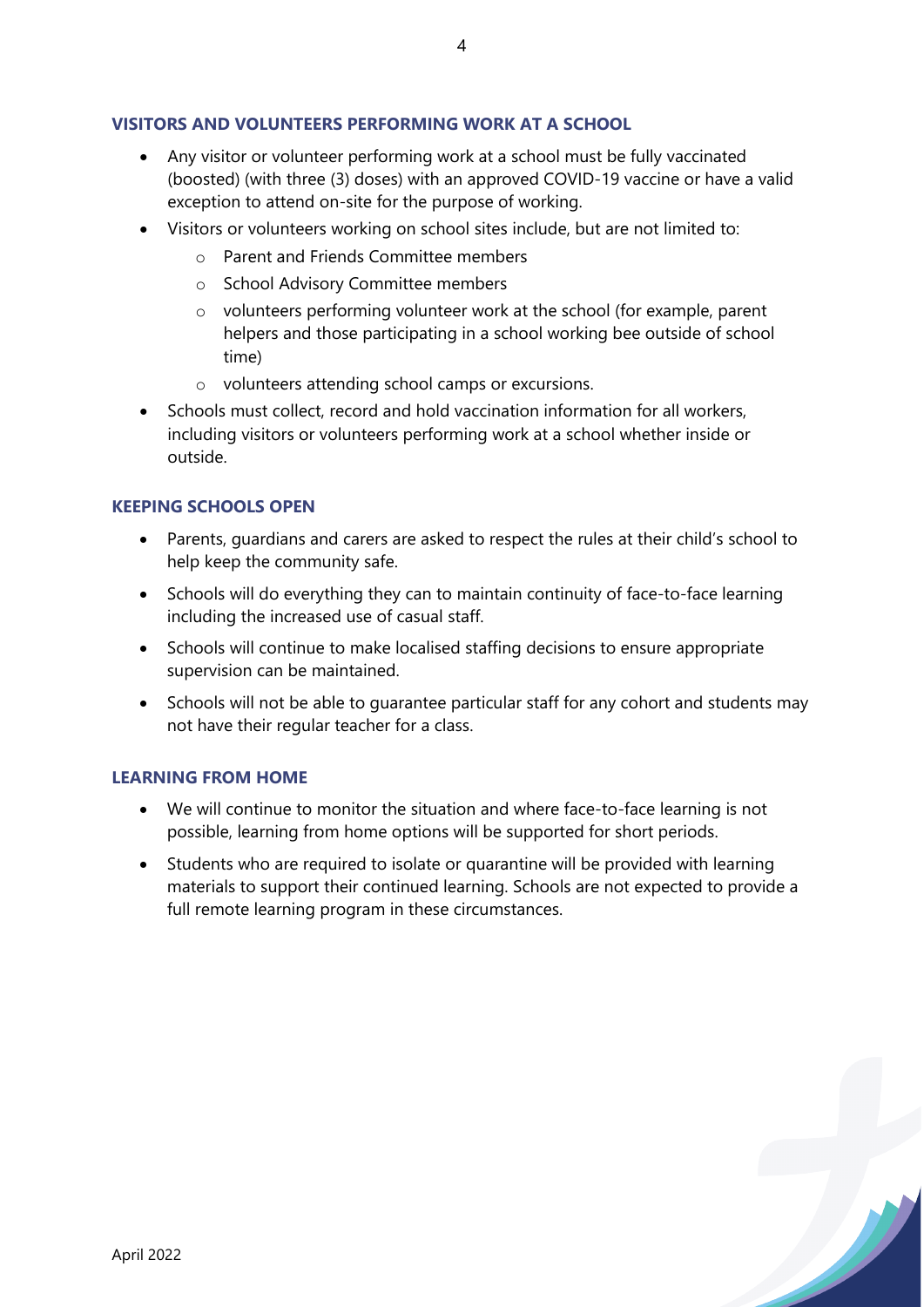## VISITORS AND VOLUNTEERS PERFORMING WORK AT A SCHOOL

- Any visitor or volunteer performing work at a school must be fully vaccinated (boosted) (with three (3) doses) with an approved COVID-19 vaccine or have a valid exception to attend on-site for the purpose of working.
- Visitors or volunteers working on school sites include, but are not limited to:
  - Parent and Friends Committee members
  - School Advisory Committee members
  - volunteers performing volunteer work at the school (for example, parent helpers and those participating in a school working bee outside of school time)
  - volunteers attending school camps or excursions.
- Schools must collect, record and hold vaccination information for all workers, including visitors or volunteers performing work at a school whether inside or outside.

## KEEPING SCHOOLS OPEN

- Parents, guardians and carers are asked to respect the rules at their child's school to help keep the community safe.
- Schools will do everything they can to maintain continuity of face-to-face learning including the increased use of casual staff.
- Schools will continue to make localised staffing decisions to ensure appropriate supervision can be maintained.
- Schools will not be able to guarantee particular staff for any cohort and students may not have their regular teacher for a class.

## LEARNING FROM HOME

- We will continue to monitor the situation and where face-to-face learning is not possible, learning from home options will be supported for short periods.
- Students who are required to isolate or quarantine will be provided with learning materials to support their continued learning. Schools are not expected to provide a full remote learning program in these circumstances.